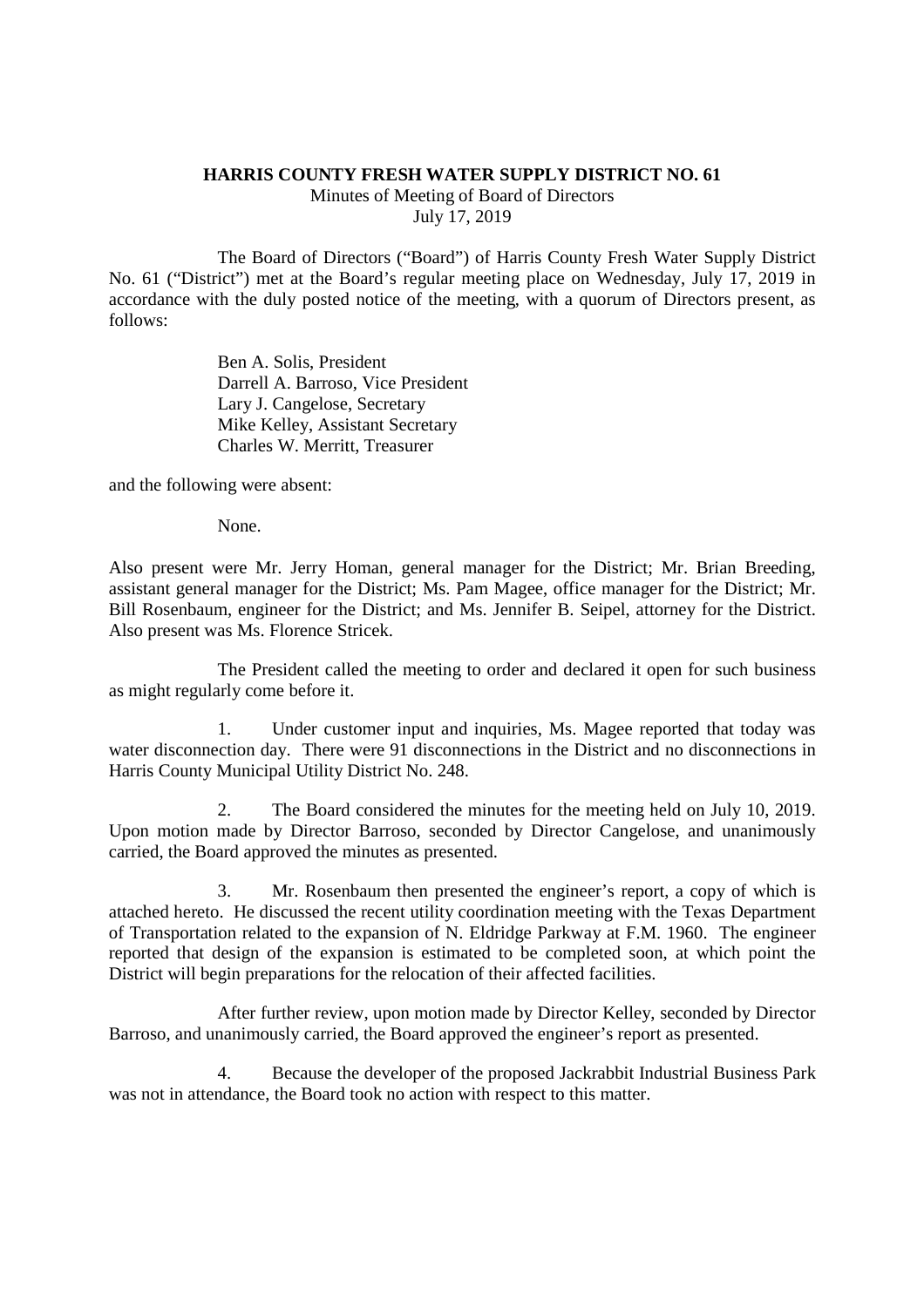**HARRIS COUNTY FRESH WATER SUPPLY DISTRICT NO. 61**

Minutes of Meeting of Board of Directors

July 17, 2019

The Board of Directors ("Board") of Harris County Fresh Water Supply District No. 61 ("District") met at the Board's regular meeting place on Wednesday, July 17, 2019 in accordance with the duly posted notice of the meeting, with a quorum of Directors present, as follows:

Ben A. Solis, President
Darrell A. Barroso, Vice President
Lary J. Cangelose, Secretary
Mike Kelley, Assistant Secretary
Charles W. Merritt, Treasurer

and the following were absent:

None.

Also present were Mr. Jerry Homan, general manager for the District; Mr. Brian Breeding, assistant general manager for the District; Ms. Pam Magee, office manager for the District; Mr. Bill Rosenbaum, engineer for the District; and Ms. Jennifer B. Seipel, attorney for the District. Also present was Ms. Florence Stricek.

The President called the meeting to order and declared it open for such business as might regularly come before it.

1. Under customer input and inquiries, Ms. Magee reported that today was water disconnection day. There were 91 disconnections in the District and no disconnections in Harris County Municipal Utility District No. 248.

2. The Board considered the minutes for the meeting held on July 10, 2019. Upon motion made by Director Barroso, seconded by Director Cangelose, and unanimously carried, the Board approved the minutes as presented.

3. Mr. Rosenbaum then presented the engineer's report, a copy of which is attached hereto. He discussed the recent utility coordination meeting with the Texas Department of Transportation related to the expansion of N. Eldridge Parkway at F.M. 1960. The engineer reported that design of the expansion is estimated to be completed soon, at which point the District will begin preparations for the relocation of their affected facilities.

After further review, upon motion made by Director Kelley, seconded by Director Barroso, and unanimously carried, the Board approved the engineer's report as presented.

4. Because the developer of the proposed Jackrabbit Industrial Business Park was not in attendance, the Board took no action with respect to this matter.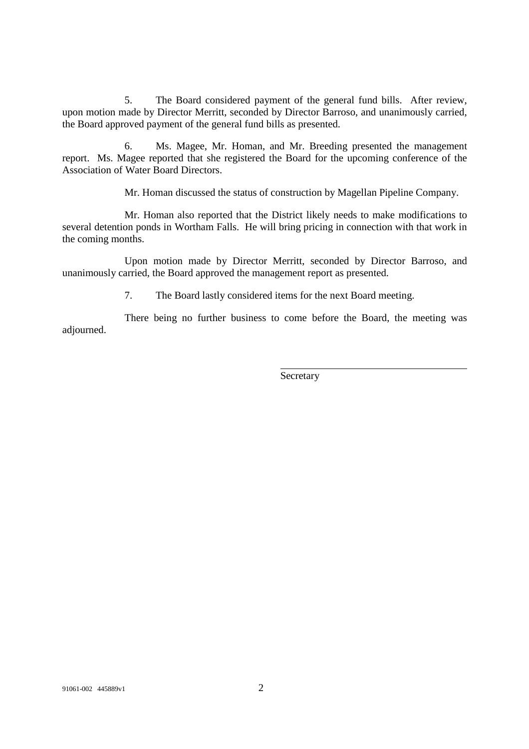5. The Board considered payment of the general fund bills. After review, upon motion made by Director Merritt, seconded by Director Barroso, and unanimously carried, the Board approved payment of the general fund bills as presented.

6. Ms. Magee, Mr. Homan, and Mr. Breeding presented the management report. Ms. Magee reported that she registered the Board for the upcoming conference of the Association of Water Board Directors.

Mr. Homan discussed the status of construction by Magellan Pipeline Company.

Mr. Homan also reported that the District likely needs to make modifications to several detention ponds in Wortham Falls. He will bring pricing in connection with that work in the coming months.

Upon motion made by Director Merritt, seconded by Director Barroso, and unanimously carried, the Board approved the management report as presented.

7. The Board lastly considered items for the next Board meeting.

There being no further business to come before the Board, the meeting was adjourned.

\_\_\_\_\_\_\_\_\_\_\_\_\_\_\_\_\_\_\_\_\_\_\_\_\_\_\_\_\_\_\_\_\_\_\_\_

Secretary

91061-002 445889v1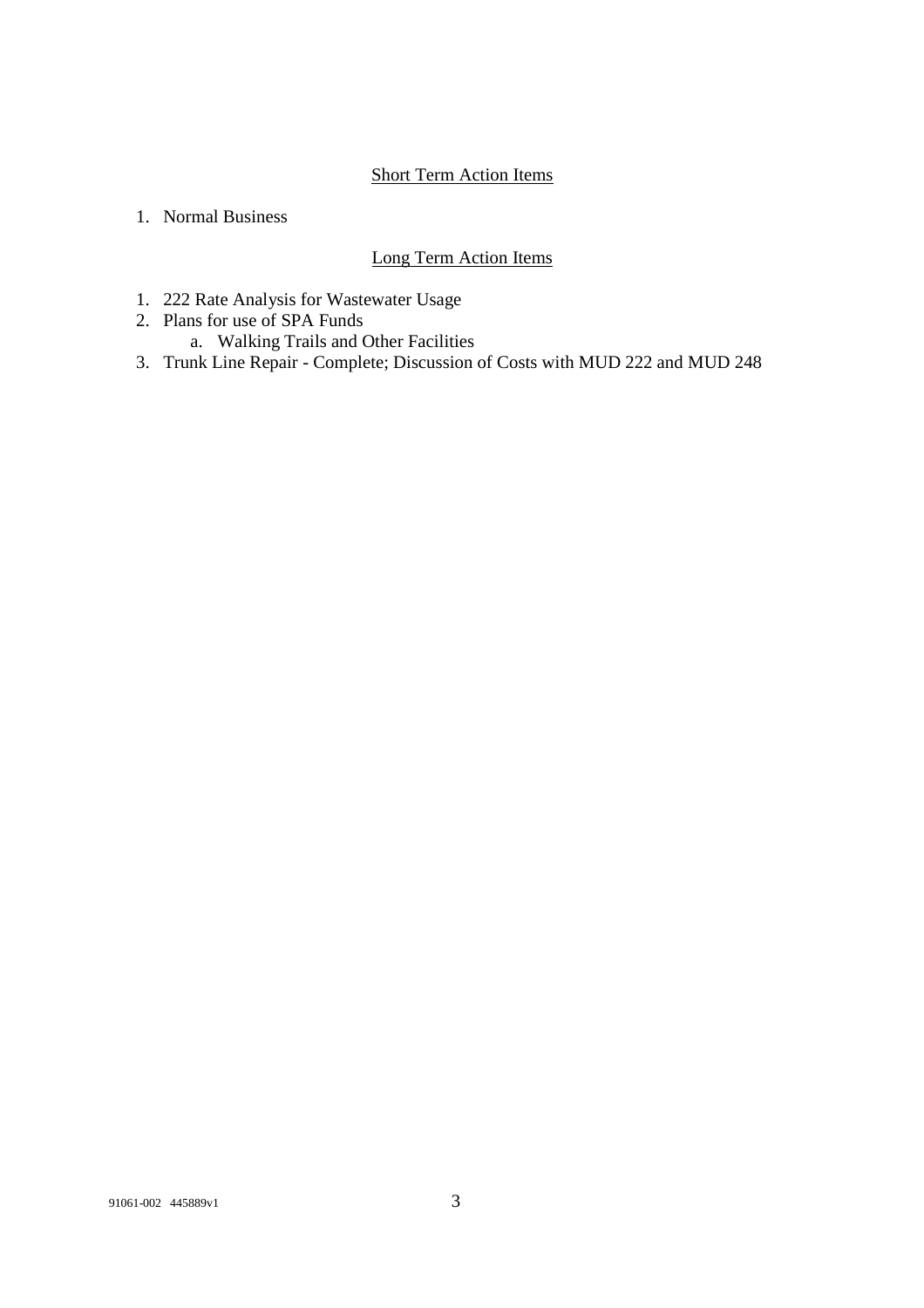## Short Term Action Items

1. Normal Business

## Long Term Action Items

1. 222 Rate Analysis for Wastewater Usage
2. Plans for use of SPA Funds
    a. Walking Trails and Other Facilities
3. Trunk Line Repair - Complete; Discussion of Costs with MUD 222 and MUD 248

91061-002 445889v1